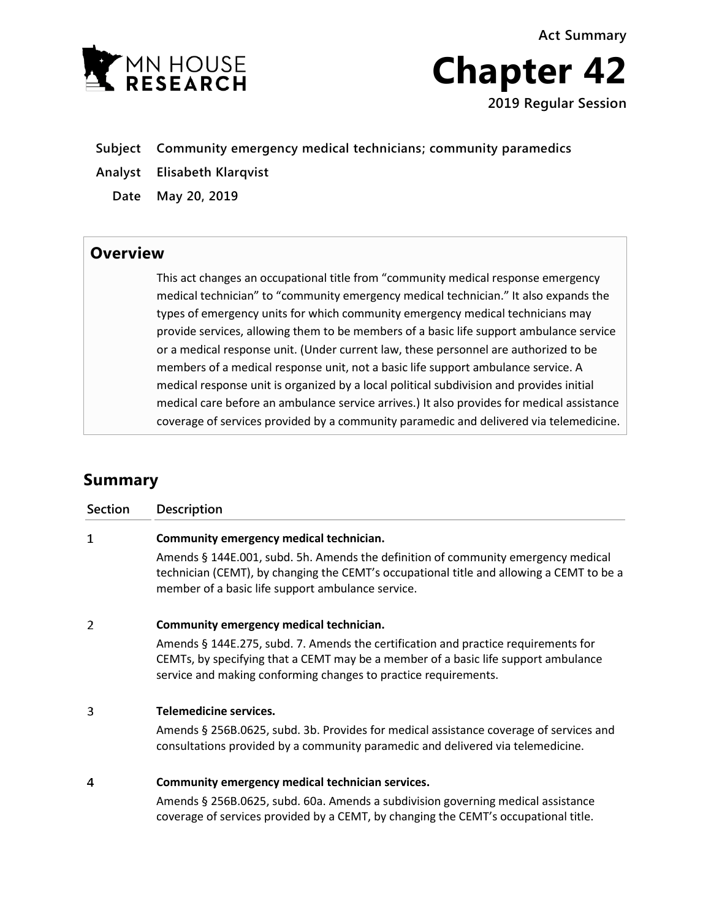MN HOUSE RESEARCH

Act Summary

# Chapter 42

**2019 Regular Session**

**Subject** Community emergency medical technicians; community paramedics

**Analyst** Elisabeth Klarqvist

**Date** May 20, 2019

## Overview

This act changes an occupational title from "community medical response emergency medical technician" to "community emergency medical technician." It also expands the types of emergency units for which community emergency medical technicians may provide services, allowing them to be members of a basic life support ambulance service or a medical response unit. (Under current law, these personnel are authorized to be members of a medical response unit, not a basic life support ambulance service. A medical response unit is organized by a local political subdivision and provides initial medical care before an ambulance service arrives.) It also provides for medical assistance coverage of services provided by a community paramedic and delivered via telemedicine.

## Summary

| Section | Description |
| --- | --- |
| 1 | **Community emergency medical technician.** Amends § 144E.001, subd. 5h. Amends the definition of community emergency medical technician (CEMT), by changing the CEMT's occupational title and allowing a CEMT to be a member of a basic life support ambulance service. |
| 2 | **Community emergency medical technician.** Amends § 144E.275, subd. 7. Amends the certification and practice requirements for CEMTs, by specifying that a CEMT may be a member of a basic life support ambulance service and making conforming changes to practice requirements. |
| 3 | **Telemedicine services.** Amends § 256B.0625, subd. 3b. Provides for medical assistance coverage of services and consultations provided by a community paramedic and delivered via telemedicine. |
| 4 | **Community emergency medical technician services.** Amends § 256B.0625, subd. 60a. Amends a subdivision governing medical assistance coverage of services provided by a CEMT, by changing the CEMT's occupational title. |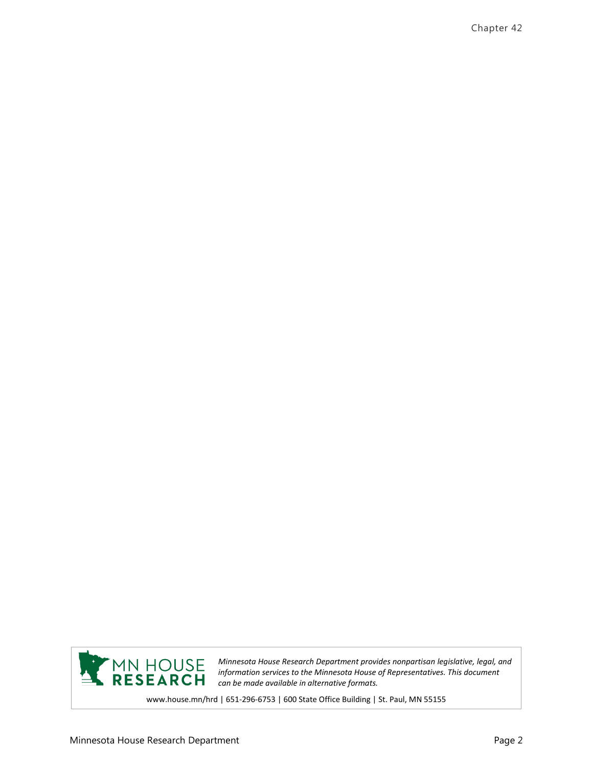MN HOUSE RESEARCH

*Minnesota House Research Department provides nonpartisan legislative, legal, and information services to the Minnesota House of Representatives. This document can be made available in alternative formats.*

www.house.mn/hrd | 651-296-6753 | 600 State Office Building | St. Paul, MN 55155